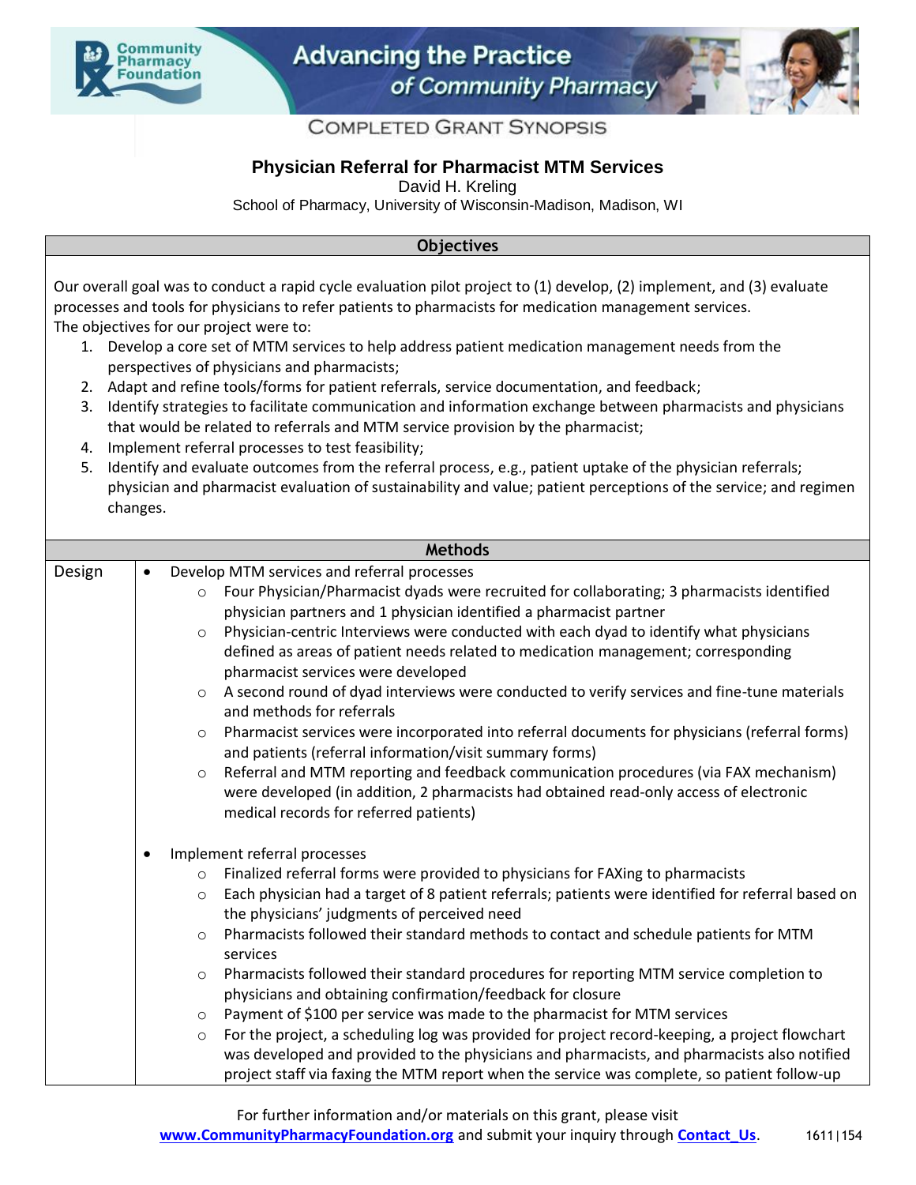COMPLETED GRANT SYNOPSIS

# Physician Referral for Pharmacist MTM Services

David H. Kreling

School of Pharmacy, University of Wisconsin-Madison, Madison, WI

## Objectives

Our overall goal was to conduct a rapid cycle evaluation pilot project to (1) develop, (2) implement, and (3) evaluate processes and tools for physicians to refer patients to pharmacists for medication management services.

The objectives for our project were to:

1. Develop a core set of MTM services to help address patient medication management needs from the perspectives of physicians and pharmacists;
2. Adapt and refine tools/forms for patient referrals, service documentation, and feedback;
3. Identify strategies to facilitate communication and information exchange between pharmacists and physicians that would be related to referrals and MTM service provision by the pharmacist;
4. Implement referral processes to test feasibility;
5. Identify and evaluate outcomes from the referral process, e.g., patient uptake of the physician referrals; physician and pharmacist evaluation of sustainability and value; patient perceptions of the service; and regimen changes.

## Methods

**Design**

- Develop MTM services and referral processes
  - Four Physician/Pharmacist dyads were recruited for collaborating; 3 pharmacists identified physician partners and 1 physician identified a pharmacist partner
  - Physician-centric Interviews were conducted with each dyad to identify what physicians defined as areas of patient needs related to medication management; corresponding pharmacist services were developed
  - A second round of dyad interviews were conducted to verify services and fine-tune materials and methods for referrals
  - Pharmacist services were incorporated into referral documents for physicians (referral forms) and patients (referral information/visit summary forms)
  - Referral and MTM reporting and feedback communication procedures (via FAX mechanism) were developed (in addition, 2 pharmacists had obtained read-only access of electronic medical records for referred patients)

- Implement referral processes
  - Finalized referral forms were provided to physicians for FAXing to pharmacists
  - Each physician had a target of 8 patient referrals; patients were identified for referral based on the physicians' judgments of perceived need
  - Pharmacists followed their standard methods to contact and schedule patients for MTM services
  - Pharmacists followed their standard procedures for reporting MTM service completion to physicians and obtaining confirmation/feedback for closure
  - Payment of $100 per service was made to the pharmacist for MTM services
  - For the project, a scheduling log was provided for project record-keeping, a project flowchart was developed and provided to the physicians and pharmacists, and pharmacists also notified project staff via faxing the MTM report when the service was complete, so patient follow-up

For further information and/or materials on this grant, please visit www.CommunityPharmacyFoundation.org and submit your inquiry through Contact_Us.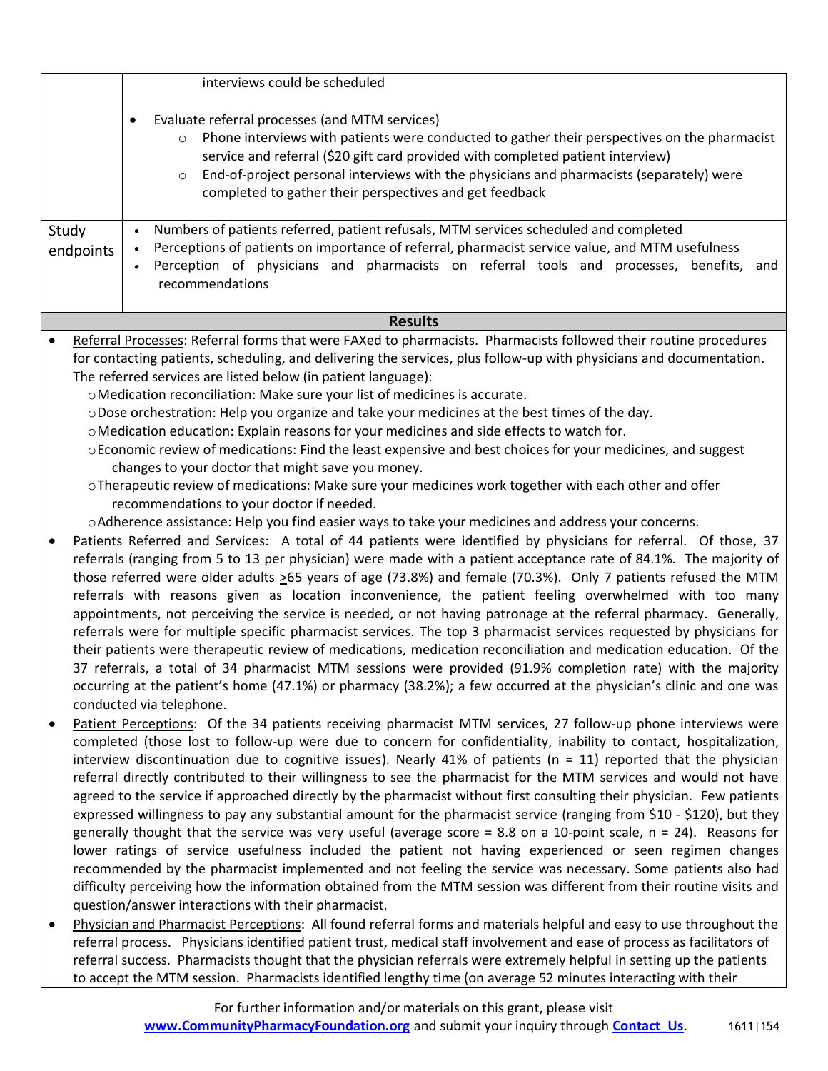| | |
|---|---|
| | interviews could be scheduled<br><br>• Evaluate referral processes (and MTM services)<br>  ○ Phone interviews with patients were conducted to gather their perspectives on the pharmacist service and referral ($20 gift card provided with completed patient interview)<br>  ○ End-of-project personal interviews with the physicians and pharmacists (separately) were completed to gather their perspectives and get feedback |
| Study endpoints | • Numbers of patients referred, patient refusals, MTM services scheduled and completed<br>• Perceptions of patients on importance of referral, pharmacist service value, and MTM usefulness<br>• Perception of physicians and pharmacists on referral tools and processes, benefits, and recommendations |

**Results**

- Referral Processes: Referral forms that were FAXed to pharmacists. Pharmacists followed their routine procedures for contacting patients, scheduling, and delivering the services, plus follow-up with physicians and documentation. The referred services are listed below (in patient language):
  - Medication reconciliation: Make sure your list of medicines is accurate.
  - Dose orchestration: Help you organize and take your medicines at the best times of the day.
  - Medication education: Explain reasons for your medicines and side effects to watch for.
  - Economic review of medications: Find the least expensive and best choices for your medicines, and suggest changes to your doctor that might save you money.
  - Therapeutic review of medications: Make sure your medicines work together with each other and offer recommendations to your doctor if needed.
  - Adherence assistance: Help you find easier ways to take your medicines and address your concerns.
- Patients Referred and Services: A total of 44 patients were identified by physicians for referral. Of those, 37 referrals (ranging from 5 to 13 per physician) were made with a patient acceptance rate of 84.1%. The majority of those referred were older adults $\geq$65 years of age (73.8%) and female (70.3%). Only 7 patients refused the MTM referrals with reasons given as location inconvenience, the patient feeling overwhelmed with too many appointments, not perceiving the service is needed, or not having patronage at the referral pharmacy. Generally, referrals were for multiple specific pharmacist services. The top 3 pharmacist services requested by physicians for their patients were therapeutic review of medications, medication reconciliation and medication education. Of the 37 referrals, a total of 34 pharmacist MTM sessions were provided (91.9% completion rate) with the majority occurring at the patient's home (47.1%) or pharmacy (38.2%); a few occurred at the physician's clinic and one was conducted via telephone.
- Patient Perceptions: Of the 34 patients receiving pharmacist MTM services, 27 follow-up phone interviews were completed (those lost to follow-up were due to concern for confidentiality, inability to contact, hospitalization, interview discontinuation due to cognitive issues). Nearly 41% of patients (n = 11) reported that the physician referral directly contributed to their willingness to see the pharmacist for the MTM services and would not have agreed to the service if approached directly by the pharmacist without first consulting their physician. Few patients expressed willingness to pay any substantial amount for the pharmacist service (ranging from $10 - $120), but they generally thought that the service was very useful (average score = 8.8 on a 10-point scale, n = 24). Reasons for lower ratings of service usefulness included the patient not having experienced or seen regimen changes recommended by the pharmacist implemented and not feeling the service was necessary. Some patients also had difficulty perceiving how the information obtained from the MTM session was different from their routine visits and question/answer interactions with their pharmacist.
- Physician and Pharmacist Perceptions: All found referral forms and materials helpful and easy to use throughout the referral process. Physicians identified patient trust, medical staff involvement and ease of process as facilitators of referral success. Pharmacists thought that the physician referrals were extremely helpful in setting up the patients to accept the MTM session. Pharmacists identified lengthy time (on average 52 minutes interacting with their

For further information and/or materials on this grant, please visit **www.CommunityPharmacyFoundation.org** and submit your inquiry through **Contact_Us**.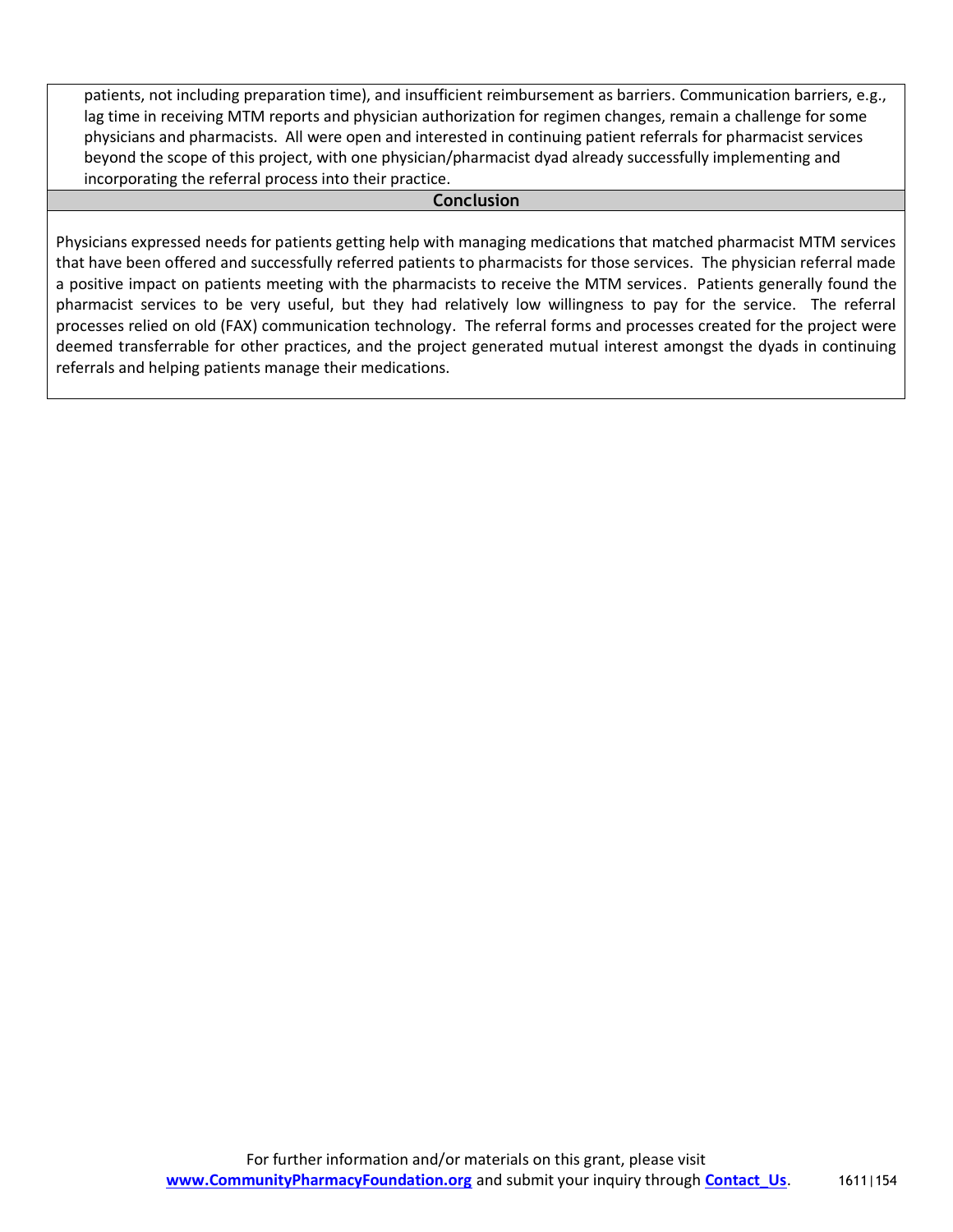patients, not including preparation time), and insufficient reimbursement as barriers. Communication barriers, e.g., lag time in receiving MTM reports and physician authorization for regimen changes, remain a challenge for some physicians and pharmacists. All were open and interested in continuing patient referrals for pharmacist services beyond the scope of this project, with one physician/pharmacist dyad already successfully implementing and incorporating the referral process into their practice.

## Conclusion

Physicians expressed needs for patients getting help with managing medications that matched pharmacist MTM services that have been offered and successfully referred patients to pharmacists for those services. The physician referral made a positive impact on patients meeting with the pharmacists to receive the MTM services. Patients generally found the pharmacist services to be very useful, but they had relatively low willingness to pay for the service. The referral processes relied on old (FAX) communication technology. The referral forms and processes created for the project were deemed transferrable for other practices, and the project generated mutual interest amongst the dyads in continuing referrals and helping patients manage their medications.

For further information and/or materials on this grant, please visit **www.CommunityPharmacyFoundation.org** and submit your inquiry through **Contact_Us**.